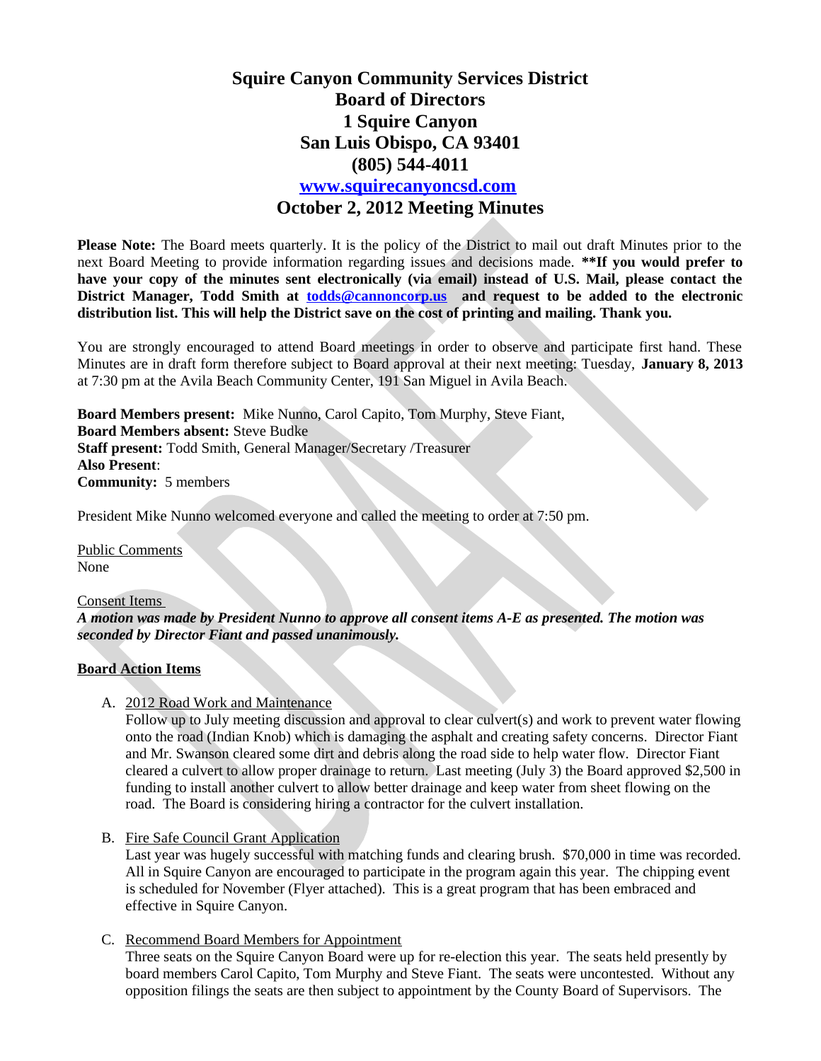# Squire Canyon Community Services District
# Board of Directors
# 1 Squire Canyon
# San Luis Obispo, CA 93401
# (805) 544-4011
# [www.squirecanyoncsd.com](http://www.squirecanyoncsd.com)
# October 2, 2012 Meeting Minutes

**Please Note:** The Board meets quarterly. It is the policy of the District to mail out draft Minutes prior to the next Board Meeting to provide information regarding issues and decisions made. **\*\*If you would prefer to have your copy of the minutes sent electronically (via email) instead of U.S. Mail, please contact the District Manager, Todd Smith at todds@cannoncorp.us and request to be added to the electronic distribution list. This will help the District save on the cost of printing and mailing. Thank you.**

You are strongly encouraged to attend Board meetings in order to observe and participate first hand. These Minutes are in draft form therefore subject to Board approval at their next meeting: Tuesday, **January 8, 2013** at 7:30 pm at the Avila Beach Community Center, 191 San Miguel in Avila Beach.

**Board Members present:** Mike Nunno, Carol Capito, Tom Murphy, Steve Fiant,
**Board Members absent:** Steve Budke
**Staff present:** Todd Smith, General Manager/Secretary /Treasurer
**Also Present**:
**Community:** 5 members

President Mike Nunno welcomed everyone and called the meeting to order at 7:50 pm.

Public Comments
None

Consent Items
***A motion was made by President Nunno to approve all consent items A-E as presented. The motion was seconded by Director Fiant and passed unanimously.***

**Board Action Items**

A. 2012 Road Work and Maintenance
Follow up to July meeting discussion and approval to clear culvert(s) and work to prevent water flowing onto the road (Indian Knob) which is damaging the asphalt and creating safety concerns. Director Fiant and Mr. Swanson cleared some dirt and debris along the road side to help water flow. Director Fiant cleared a culvert to allow proper drainage to return. Last meeting (July 3) the Board approved $2,500 in funding to install another culvert to allow better drainage and keep water from sheet flowing on the road. The Board is considering hiring a contractor for the culvert installation.

B. Fire Safe Council Grant Application
Last year was hugely successful with matching funds and clearing brush. $70,000 in time was recorded. All in Squire Canyon are encouraged to participate in the program again this year. The chipping event is scheduled for November (Flyer attached). This is a great program that has been embraced and effective in Squire Canyon.

C. Recommend Board Members for Appointment
Three seats on the Squire Canyon Board were up for re-election this year. The seats held presently by board members Carol Capito, Tom Murphy and Steve Fiant. The seats were uncontested. Without any opposition filings the seats are then subject to appointment by the County Board of Supervisors. The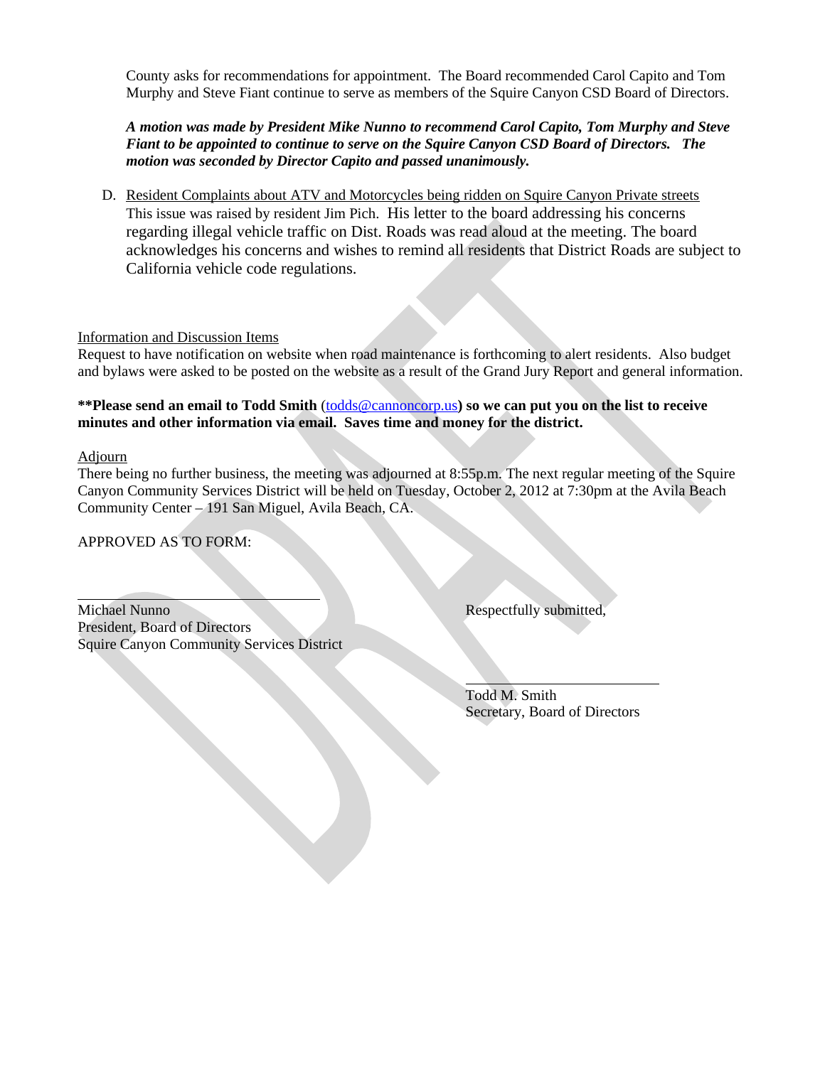County asks for recommendations for appointment. The Board recommended Carol Capito and Tom Murphy and Steve Fiant continue to serve as members of the Squire Canyon CSD Board of Directors.

***A motion was made by President Mike Nunno to recommend Carol Capito, Tom Murphy and Steve Fiant to be appointed to continue to serve on the Squire Canyon CSD Board of Directors. The motion was seconded by Director Capito and passed unanimously.***

D. <u>Resident Complaints about ATV and Motorcycles being ridden on Squire Canyon Private streets</u>
This issue was raised by resident Jim Pich. His letter to the board addressing his concerns regarding illegal vehicle traffic on Dist. Roads was read aloud at the meeting. The board acknowledges his concerns and wishes to remind all residents that District Roads are subject to California vehicle code regulations.

<u>Information and Discussion Items</u>
Request to have notification on website when road maintenance is forthcoming to alert residents. Also budget and bylaws were asked to be posted on the website as a result of the Grand Jury Report and general information.

****Please send an email to Todd Smith (todds@cannoncorp.us) so we can put you on the list to receive minutes and other information via email. Saves time and money for the district.**

<u>Adjourn</u>
There being no further business, the meeting was adjourned at 8:55p.m. The next regular meeting of the Squire Canyon Community Services District will be held on Tuesday, October 2, 2012 at 7:30pm at the Avila Beach Community Center – 191 San Miguel, Avila Beach, CA.

APPROVED AS TO FORM:

______________________________
Michael Nunno
President, Board of Directors
Squire Canyon Community Services District

Respectfully submitted,

______________________________
Todd M. Smith
Secretary, Board of Directors